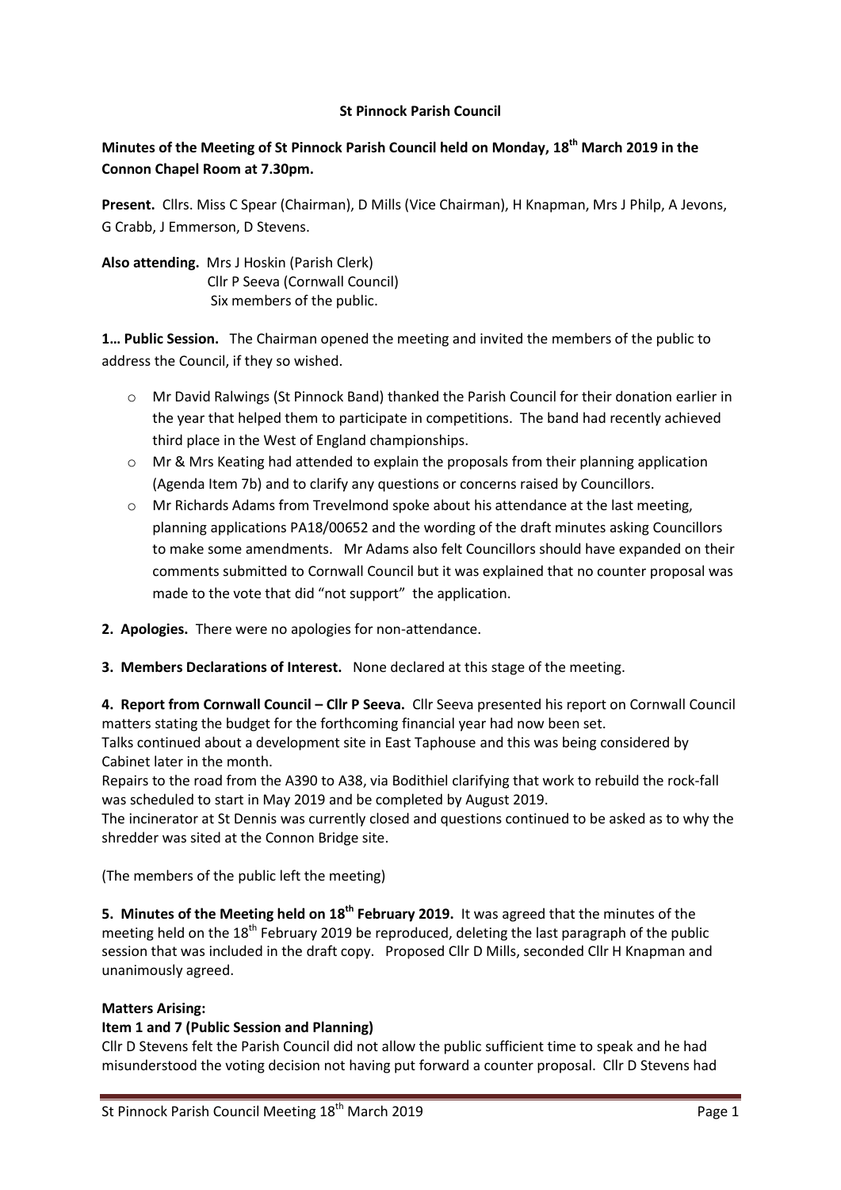**St Pinnock Parish Council**

**Minutes of the Meeting of St Pinnock Parish Council held on Monday, 18th March 2019 in the Connon Chapel Room at 7.30pm.**

**Present.** Cllrs. Miss C Spear (Chairman), D Mills (Vice Chairman), H Knapman, Mrs J Philp, A Jevons, G Crabb, J Emmerson, D Stevens.

**Also attending.** Mrs J Hoskin (Parish Clerk)
Cllr P Seeva (Cornwall Council)
Six members of the public.

**1… Public Session.** The Chairman opened the meeting and invited the members of the public to address the Council, if they so wished.

- Mr David Ralwings (St Pinnock Band) thanked the Parish Council for their donation earlier in the year that helped them to participate in competitions. The band had recently achieved third place in the West of England championships.
- Mr & Mrs Keating had attended to explain the proposals from their planning application (Agenda Item 7b) and to clarify any questions or concerns raised by Councillors.
- Mr Richards Adams from Trevelmond spoke about his attendance at the last meeting, planning applications PA18/00652 and the wording of the draft minutes asking Councillors to make some amendments. Mr Adams also felt Councillors should have expanded on their comments submitted to Cornwall Council but it was explained that no counter proposal was made to the vote that did "not support" the application.

**2. Apologies.** There were no apologies for non-attendance.

**3. Members Declarations of Interest.** None declared at this stage of the meeting.

**4. Report from Cornwall Council – Cllr P Seeva.** Cllr Seeva presented his report on Cornwall Council matters stating the budget for the forthcoming financial year had now been set.
Talks continued about a development site in East Taphouse and this was being considered by Cabinet later in the month.
Repairs to the road from the A390 to A38, via Bodithiel clarifying that work to rebuild the rock-fall was scheduled to start in May 2019 and be completed by August 2019.
The incinerator at St Dennis was currently closed and questions continued to be asked as to why the shredder was sited at the Connon Bridge site.

(The members of the public left the meeting)

**5. Minutes of the Meeting held on 18th February 2019.** It was agreed that the minutes of the meeting held on the 18th February 2019 be reproduced, deleting the last paragraph of the public session that was included in the draft copy. Proposed Cllr D Mills, seconded Cllr H Knapman and unanimously agreed.

**Matters Arising:**

**Item 1 and 7 (Public Session and Planning)**

Cllr D Stevens felt the Parish Council did not allow the public sufficient time to speak and he had misunderstood the voting decision not having put forward a counter proposal. Cllr D Stevens had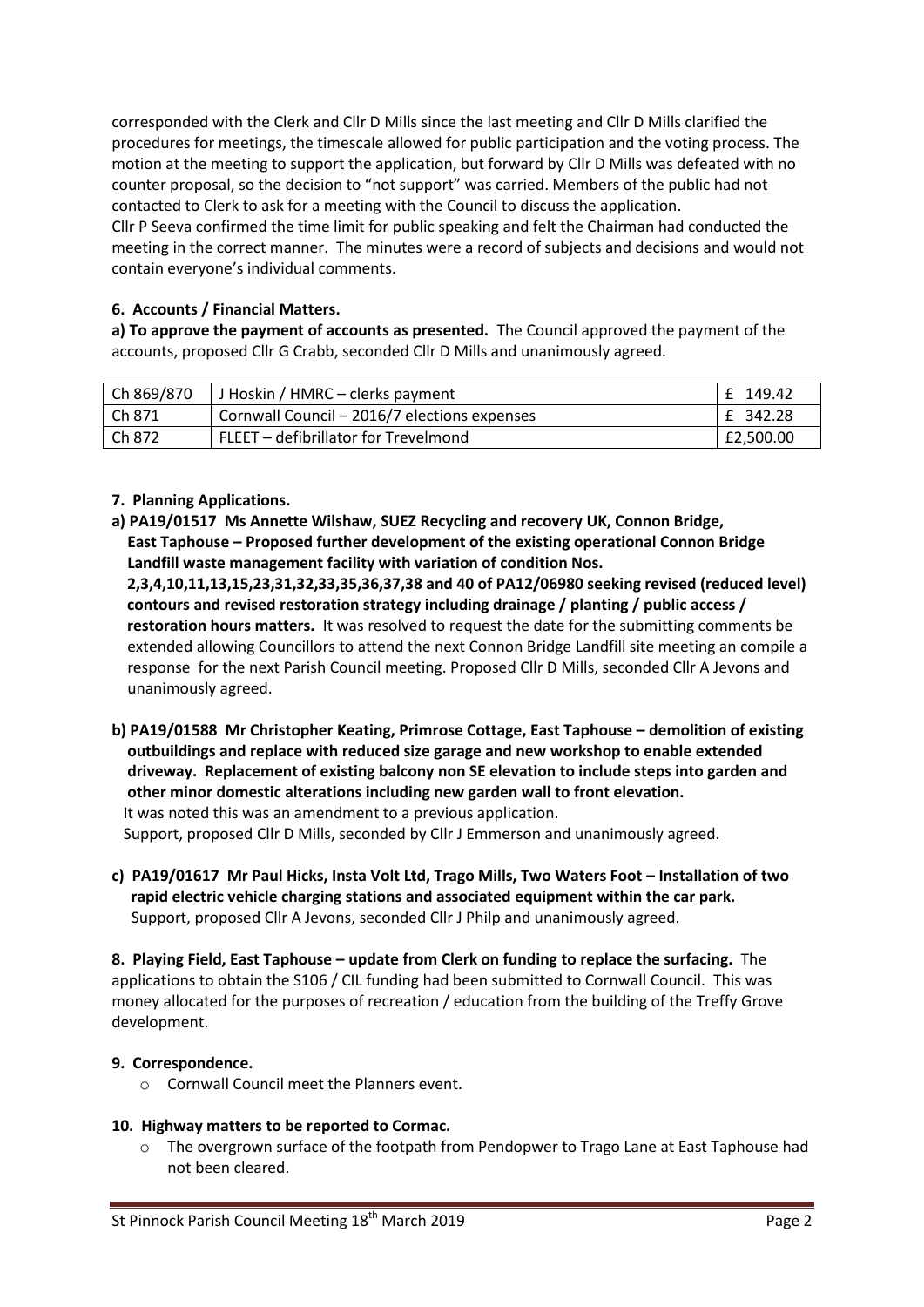corresponded with the Clerk and Cllr D Mills since the last meeting and Cllr D Mills clarified the procedures for meetings, the timescale allowed for public participation and the voting process. The motion at the meeting to support the application, but forward by Cllr D Mills was defeated with no counter proposal, so the decision to "not support" was carried. Members of the public had not contacted to Clerk to ask for a meeting with the Council to discuss the application.
Cllr P Seeva confirmed the time limit for public speaking and felt the Chairman had conducted the meeting in the correct manner. The minutes were a record of subjects and decisions and would not contain everyone's individual comments.

**6. Accounts / Financial Matters.**

**a) To approve the payment of accounts as presented.** The Council approved the payment of the accounts, proposed Cllr G Crabb, seconded Cllr D Mills and unanimously agreed.

| | | |
|---|---|---|
| Ch 869/870 | J Hoskin / HMRC – clerks payment | £ 149.42 |
| Ch 871 | Cornwall Council – 2016/7 elections expenses | £ 342.28 |
| Ch 872 | FLEET – defibrillator for Trevelmond | £2,500.00 |

**7. Planning Applications.**

**a) PA19/01517 Ms Annette Wilshaw, SUEZ Recycling and recovery UK, Connon Bridge, East Taphouse – Proposed further development of the existing operational Connon Bridge Landfill waste management facility with variation of condition Nos. 2,3,4,10,11,13,15,23,31,32,33,35,36,37,38 and 40 of PA12/06980 seeking revised (reduced level) contours and revised restoration strategy including drainage / planting / public access / restoration hours matters.** It was resolved to request the date for the submitting comments be extended allowing Councillors to attend the next Connon Bridge Landfill site meeting an compile a response for the next Parish Council meeting. Proposed Cllr D Mills, seconded Cllr A Jevons and unanimously agreed.

**b) PA19/01588 Mr Christopher Keating, Primrose Cottage, East Taphouse – demolition of existing outbuildings and replace with reduced size garage and new workshop to enable extended driveway. Replacement of existing balcony non SE elevation to include steps into garden and other minor domestic alterations including new garden wall to front elevation.**
It was noted this was an amendment to a previous application.
Support, proposed Cllr D Mills, seconded by Cllr J Emmerson and unanimously agreed.

**c) PA19/01617 Mr Paul Hicks, Insta Volt Ltd, Trago Mills, Two Waters Foot – Installation of two rapid electric vehicle charging stations and associated equipment within the car park.**
Support, proposed Cllr A Jevons, seconded Cllr J Philp and unanimously agreed.

**8. Playing Field, East Taphouse – update from Clerk on funding to replace the surfacing.** The applications to obtain the S106 / CIL funding had been submitted to Cornwall Council. This was money allocated for the purposes of recreation / education from the building of the Treffy Grove development.

**9. Correspondence.**

- Cornwall Council meet the Planners event.

**10. Highway matters to be reported to Cormac.**

- The overgrown surface of the footpath from Pendopwer to Trago Lane at East Taphouse had not been cleared.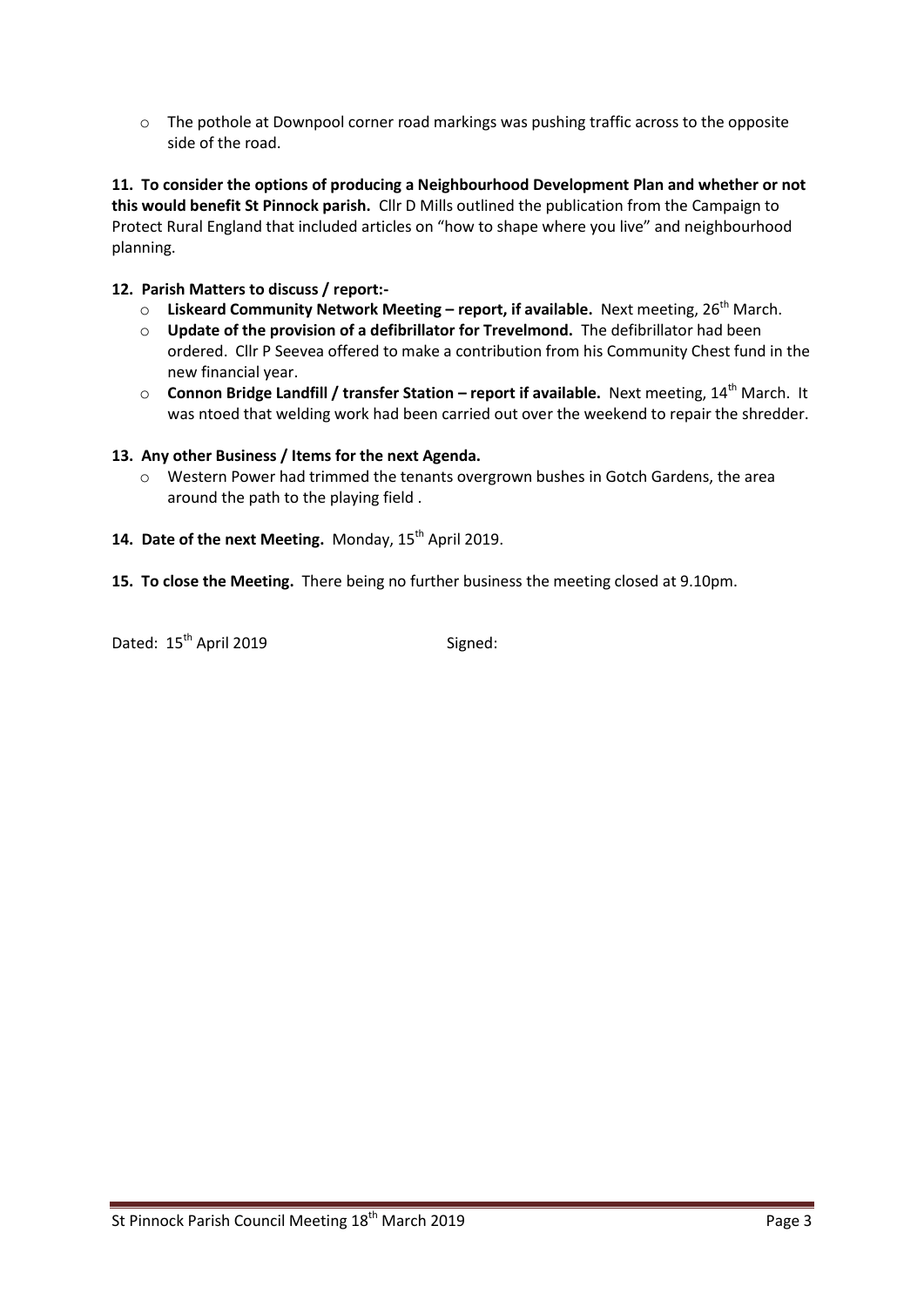- The pothole at Downpool corner road markings was pushing traffic across to the opposite side of the road.

**11. To consider the options of producing a Neighbourhood Development Plan and whether or not this would benefit St Pinnock parish.** Cllr D Mills outlined the publication from the Campaign to Protect Rural England that included articles on "how to shape where you live" and neighbourhood planning.

**12. Parish Matters to discuss / report:-**

- **Liskeard Community Network Meeting – report, if available.** Next meeting, 26th March.
- **Update of the provision of a defibrillator for Trevelmond.** The defibrillator had been ordered. Cllr P Seevea offered to make a contribution from his Community Chest fund in the new financial year.
- **Connon Bridge Landfill / transfer Station – report if available.** Next meeting, 14th March. It was ntoed that welding work had been carried out over the weekend to repair the shredder.

**13. Any other Business / Items for the next Agenda.**

- Western Power had trimmed the tenants overgrown bushes in Gotch Gardens, the area around the path to the playing field .

**14. Date of the next Meeting.** Monday, 15th April 2019.

**15. To close the Meeting.** There being no further business the meeting closed at 9.10pm.

Dated: 15th April 2019 Signed: